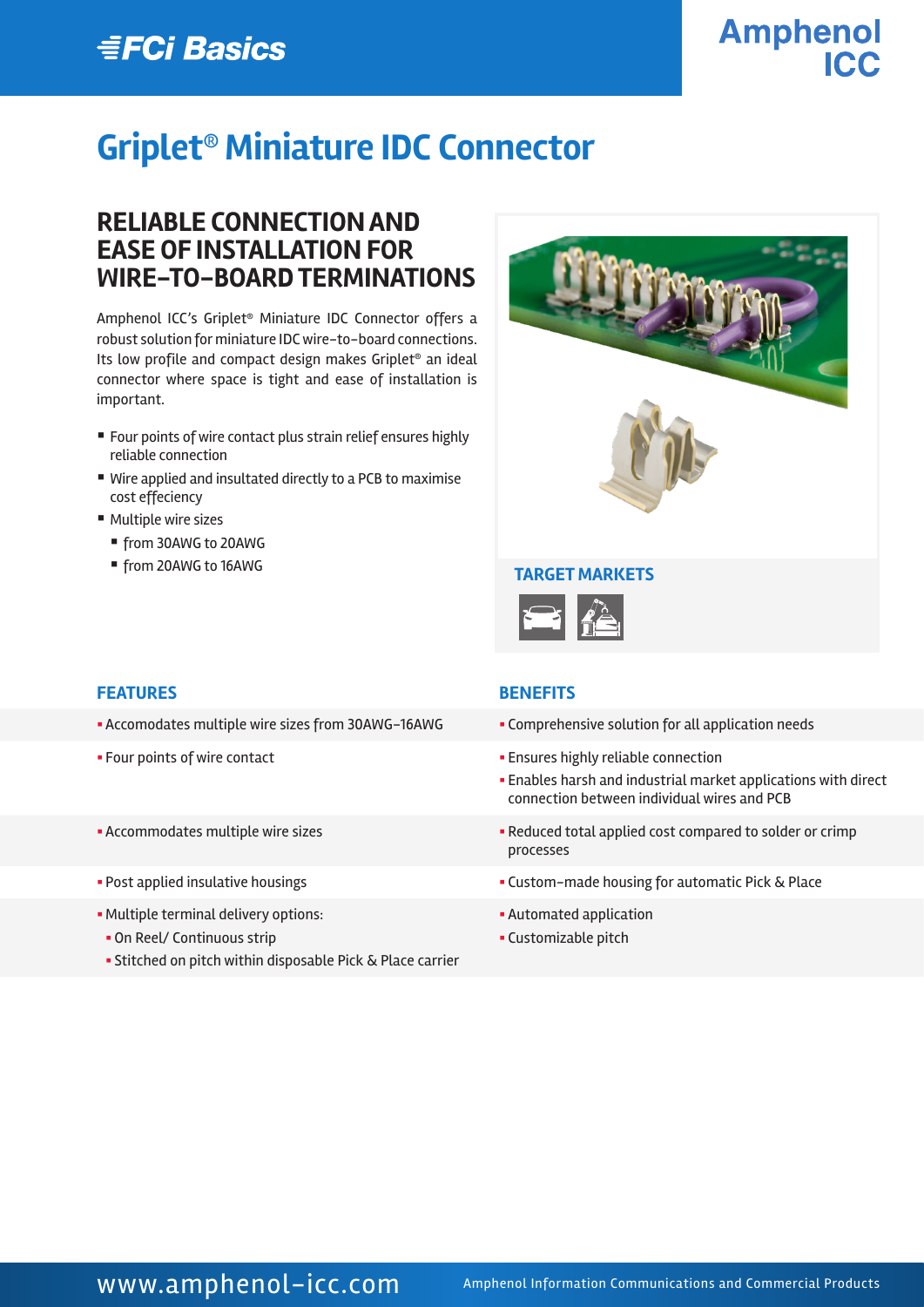FCi Basics

Amphenol ICC

# Griplet® Miniature IDC Connector

## RELIABLE CONNECTION AND EASE OF INSTALLATION FOR WIRE-TO-BOARD TERMINATIONS

Amphenol ICC's Griplet® Miniature IDC Connector offers a robust solution for miniature IDC wire-to-board connections. Its low profile and compact design makes Griplet® an ideal connector where space is tight and ease of installation is important.

- Four points of wire contact plus strain relief ensures highly reliable connection
- Wire applied and insultated directly to a PCB to maximise cost effeciency
- Multiple wire sizes
  - from 30AWG to 20AWG
  - from 20AWG to 16AWG

### TARGET MARKETS

| FEATURES | BENEFITS |
| --- | --- |
| Accomodates multiple wire sizes from 30AWG-16AWG | Comprehensive solution for all application needs |
| Four points of wire contact | Ensures highly reliable connection<br>Enables harsh and industrial market applications with direct connection between individual wires and PCB |
| Accommodates multiple wire sizes | Reduced total applied cost compared to solder or crimp processes |
| Post applied insulative housings | Custom-made housing for automatic Pick & Place |
| Multiple terminal delivery options:<br>On Reel/ Continuous strip<br>Stitched on pitch within disposable Pick & Place carrier | Automated application<br>Customizable pitch |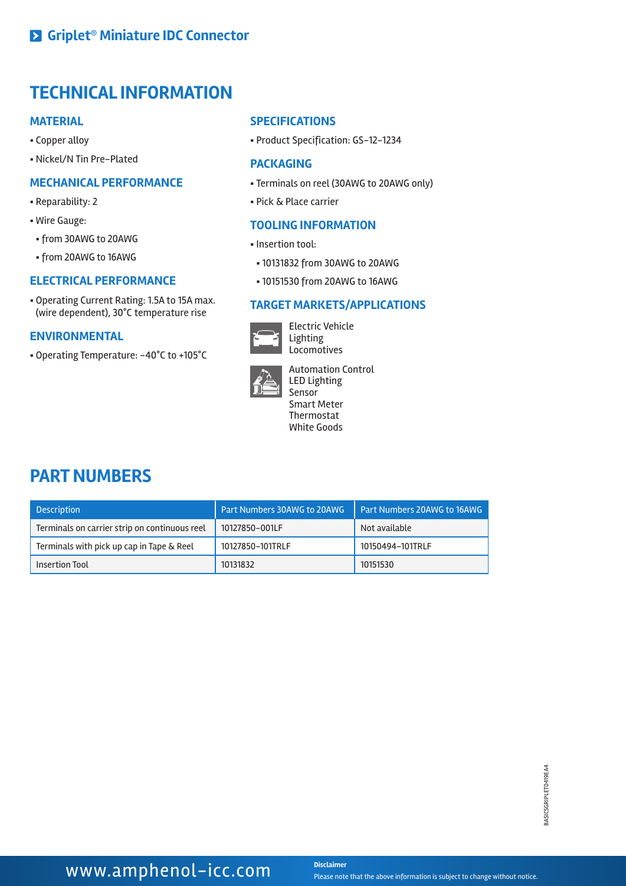# TECHNICAL INFORMATION

## MATERIAL

- Copper alloy
- Nickel/N Tin Pre-Plated

## MECHANICAL PERFORMANCE

- Reparability: 2
- Wire Gauge:
  - from 30AWG to 20AWG
  - from 20AWG to 16AWG

## ELECTRICAL PERFORMANCE

- Operating Current Rating: 1.5A to 15A max. (wire dependent), 30°C temperature rise

## ENVIRONMENTAL

- Operating Temperature: −40°C to +105°C

## SPECIFICATIONS

- Product Specification: GS-12-1234

## PACKAGING

- Terminals on reel (30AWG to 20AWG only)
- Pick & Place carrier

## TOOLING INFORMATION

- Insertion tool:
  - 10131832 from 30AWG to 20AWG
  - 10151530 from 20AWG to 16AWG

## TARGET MARKETS/APPLICATIONS

Electric Vehicle
Lighting
Locomotives

Automation Control
LED Lighting
Sensor
Smart Meter
Thermostat
White Goods

# PART NUMBERS

| Description | Part Numbers 30AWG to 20AWG | Part Numbers 20AWG to 16AWG |
|---|---|---|
| Terminals on carrier strip on continuous reel | 10127850-001LF | Not available |
| Terminals with pick up cap in Tape & Reel | 10127850-101TRLF | 10150494-101TRLF |
| Insertion Tool | 10131832 | 10151530 |

BASICSGRIPLET0419EA4

www.amphenol-icc.com

**Disclaimer**
Please note that the above information is subject to change without notice.